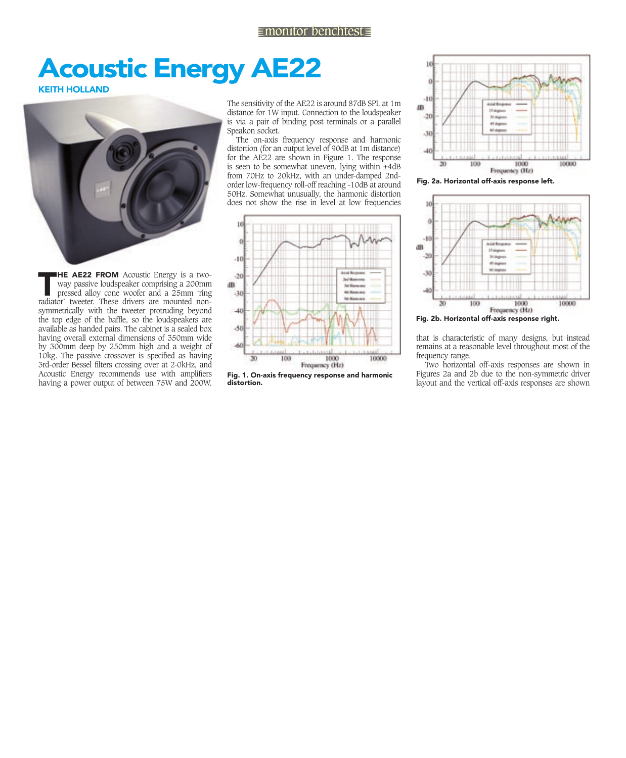# Acoustic Energy AE22

**KEITH HOLLAND**

**THE AE22 FROM** Acoustic Energy is a two-way passive loudspeaker comprising a 200mm pressed alloy cone woofer and a 25mm 'ring radiator' tweeter. These drivers are mounted non-symmetrically with the tweeter protruding beyond the top edge of the baffle, so the loudspeakers are available as handed pairs. The cabinet is a sealed box having overall external dimensions of 350mm wide by 300mm deep by 250mm high and a weight of 10kg. The passive crossover is specified as having 3rd-order Bessel filters crossing over at 2·0kHz, and Acoustic Energy recommends use with amplifiers having a power output of between 75W and 200W.

The sensitivity of the AE22 is around 87dB SPL at 1m distance for 1W input. Connection to the loudspeaker is via a pair of binding post terminals or a parallel Speakon socket.

The on-axis frequency response and harmonic distortion (for an output level of 90dB at 1m distance) for the AE22 are shown in Figure 1. The response is seen to be somewhat uneven, lying within ±4dB from 70Hz to 20kHz, with an under-damped 2nd-order low-frequency roll-off reaching -10dB at around 50Hz. Somewhat unusually, the harmonic distortion does not show the rise in level at low frequencies that is characteristic of many designs, but instead remains at a reasonable level throughout most of the frequency range.

**Fig. 1. On-axis frequency response and harmonic distortion.**

**Fig. 2a. Horizontal off-axis response left.**

**Fig. 2b. Horizontal off-axis response right.**

Two horizontal off-axis responses are shown in Figures 2a and 2b due to the non-symmetric driver layout and the vertical off-axis responses are shown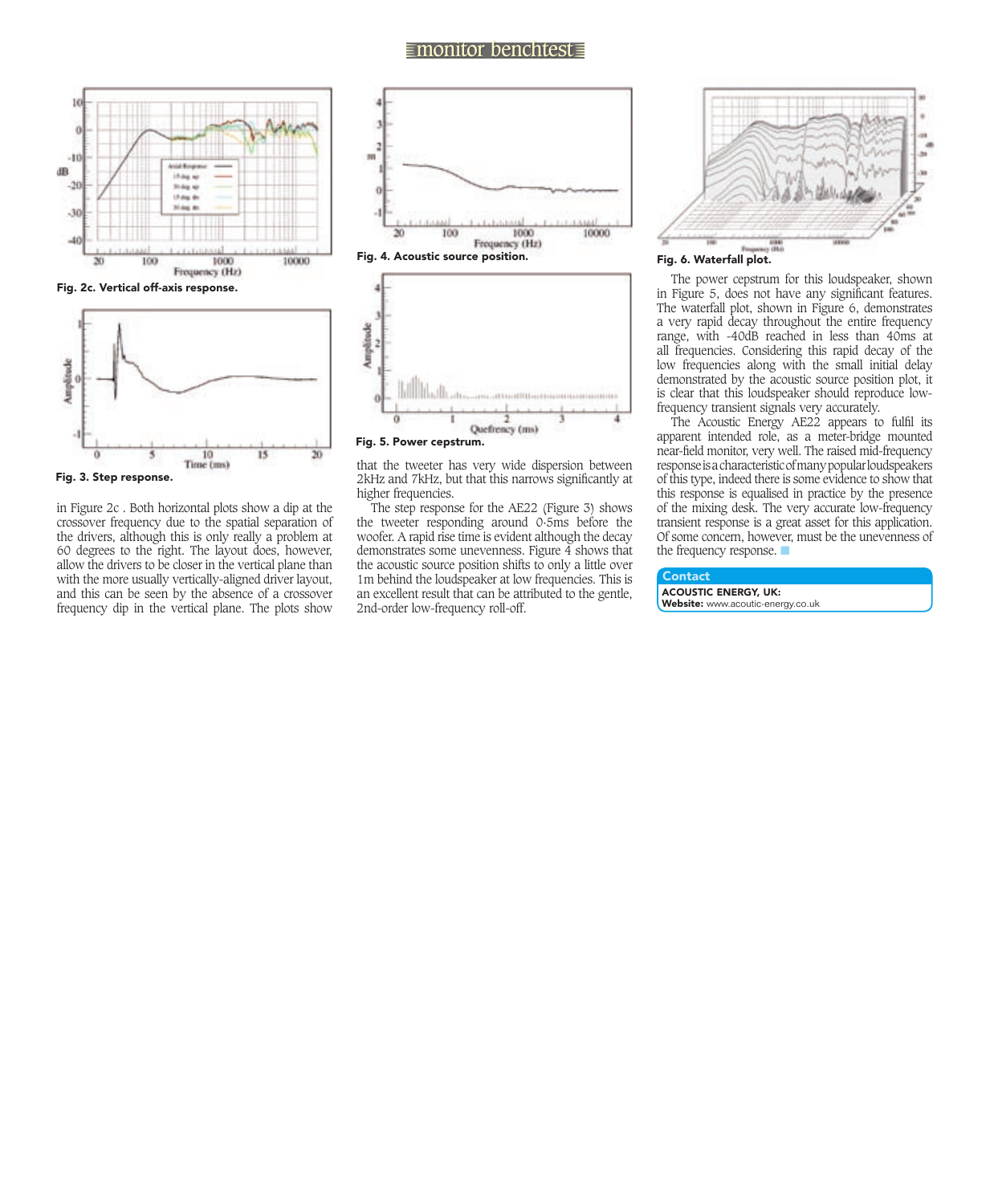20
100
1000
10000
Frequency (Hz)
dB
10
0
-10
-20
-30
-40
Axial Response
15 deg. up
30 deg. up
15 deg. dn
30 deg. dn

Fig. 2c. Vertical off-axis response.

Amplitude
1
0
-1
0
5
10
15
20
Time (ms)

Fig. 3. Step response.

in Figure 2c . Both horizontal plots show a dip at the crossover frequency due to the spatial separation of the drivers, although this is only really a problem at 60 degrees to the right. The layout does, however, allow the drivers to be closer in the vertical plane than with the more usually vertically-aligned driver layout, and this can be seen by the absence of a crossover frequency dip in the vertical plane. The plots show

m
4
3
2
1
0
-1
20
100
1000
10000
Frequency (Hz)

Fig. 4. Acoustic source position.

Amplitude
4
3
2
1
0
0
1
2
3
4
Quefrency (ms)

Fig. 5. Power cepstrum.

that the tweeter has very wide dispersion between 2kHz and 7kHz, but that this narrows significantly at higher frequencies.

The step response for the AE22 (Figure 3) shows the tweeter responding around 0·5ms before the woofer. A rapid rise time is evident although the decay demonstrates some unevenness. Figure 4 shows that the acoustic source position shifts to only a little over 1m behind the loudspeaker at low frequencies. This is an excellent result that can be attributed to the gentle, 2nd-order low-frequency roll-off.

Frequency (Hz)

Fig. 6. Waterfall plot.

The power cepstrum for this loudspeaker, shown in Figure 5, does not have any significant features. The waterfall plot, shown in Figure 6, demonstrates a very rapid decay throughout the entire frequency range, with -40dB reached in less than 40ms at all frequencies. Considering this rapid decay of the low frequencies along with the small initial delay demonstrated by the acoustic source position plot, it is clear that this loudspeaker should reproduce low-frequency transient signals very accurately.

The Acoustic Energy AE22 appears to fulfil its apparent intended role, as a meter-bridge mounted near-field monitor, very well. The raised mid-frequency response is a characteristic of many popular loudspeakers of this type, indeed there is some evidence to show that this response is equalised in practice by the presence of the mixing desk. The very accurate low-frequency transient response is a great asset for this application. Of some concern, however, must be the unevenness of the frequency response.

**Contact**

**ACOUSTIC ENERGY, UK:**
**Website:** www.acoutic-energy.co.uk